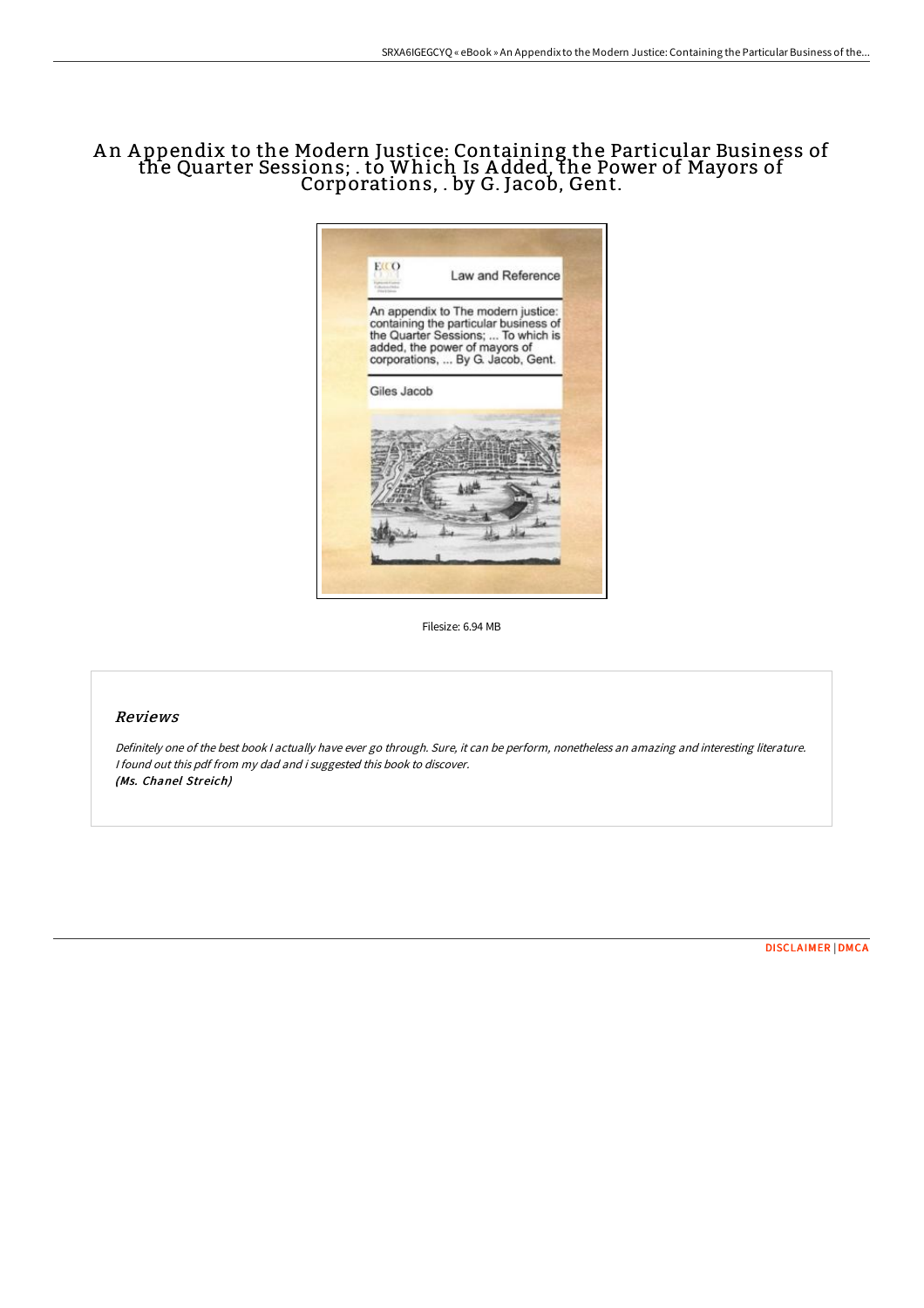# An Appendix to the Modern Justice: Containing the Particular Business of the Quarter Sessions; . to Which Is Added, the Power of Mayors of Corporations, . by G. Jacob, Gent.

Filesize: 6.94 MB

## Reviews

*Definitely one of the best book I actually have ever go through. Sure, it can be perform, nonetheless an amazing and interesting literature. I found out this pdf from my dad and i suggested this book to discover.*
***(Ms. Chanel Streich)***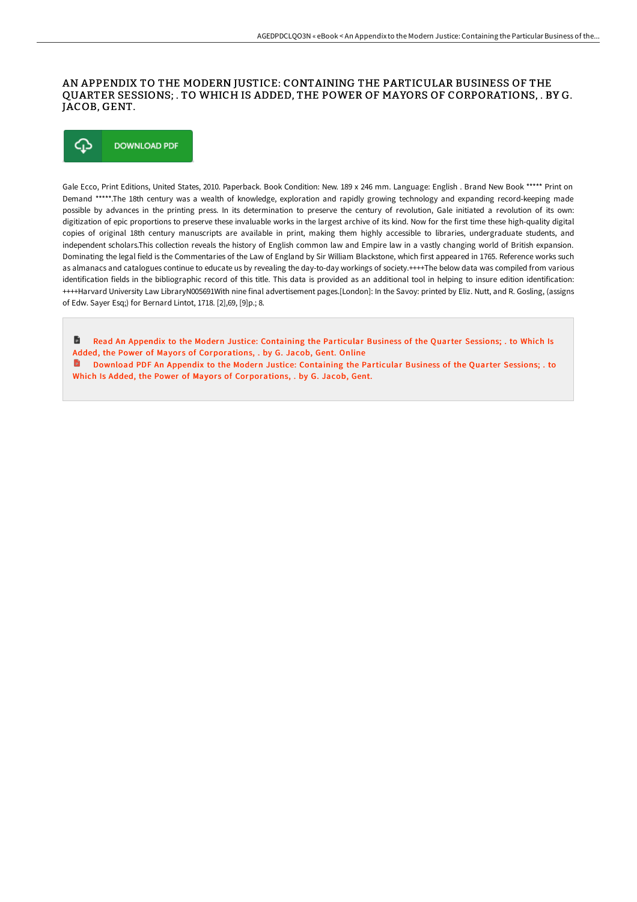# AN APPENDIX TO THE MODERN JUSTICE: CONTAINING THE PARTICULAR BUSINESS OF THE QUARTER SESSIONS; . TO WHICH IS ADDED, THE POWER OF MAYORS OF CORPORATIONS, . BY G. JACOB, GENT.

DOWNLOAD PDF

Gale Ecco, Print Editions, United States, 2010. Paperback. Book Condition: New. 189 x 246 mm. Language: English . Brand New Book ***** Print on Demand *****.The 18th century was a wealth of knowledge, exploration and rapidly growing technology and expanding record-keeping made possible by advances in the printing press. In its determination to preserve the century of revolution, Gale initiated a revolution of its own: digitization of epic proportions to preserve these invaluable works in the largest archive of its kind. Now for the first time these high-quality digital copies of original 18th century manuscripts are available in print, making them highly accessible to libraries, undergraduate students, and independent scholars.This collection reveals the history of English common law and Empire law in a vastly changing world of British expansion. Dominating the legal field is the Commentaries of the Law of England by Sir William Blackstone, which first appeared in 1765. Reference works such as almanacs and catalogues continue to educate us by revealing the day-to-day workings of society.++++The below data was compiled from various identification fields in the bibliographic record of this title. This data is provided as an additional tool in helping to insure edition identification: ++++Harvard University Law LibraryN005691With nine final advertisement pages.[London]: In the Savoy: printed by Eliz. Nutt, and R. Gosling, (assigns of Edw. Sayer Esq;) for Bernard Lintot, 1718. [2],69, [9]p.; 8.

Read An Appendix to the Modern Justice: Containing the Particular Business of the Quarter Sessions; . to Which Is Added, the Power of Mayors of Corporations, . by G. Jacob, Gent. Online

Download PDF An Appendix to the Modern Justice: Containing the Particular Business of the Quarter Sessions; . to Which Is Added, the Power of Mayors of Corporations, . by G. Jacob, Gent.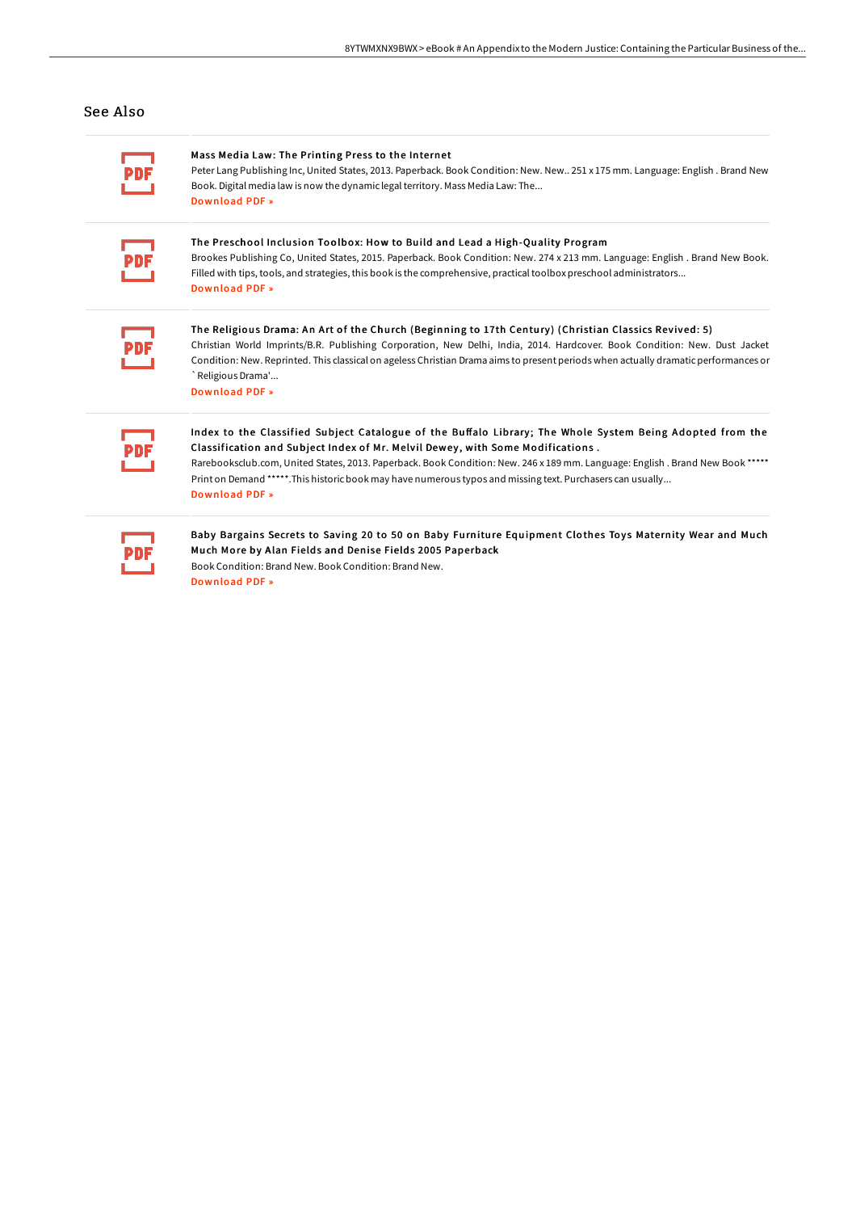## See Also

**Mass Media Law: The Printing Press to the Internet**

Peter Lang Publishing Inc, United States, 2013. Paperback. Book Condition: New. New.. 251 x 175 mm. Language: English . Brand New Book. Digital media law is now the dynamic legal territory. Mass Media Law: The...

Download PDF »

**The Preschool Inclusion Toolbox: How to Build and Lead a High-Quality Program**

Brookes Publishing Co, United States, 2015. Paperback. Book Condition: New. 274 x 213 mm. Language: English . Brand New Book. Filled with tips, tools, and strategies, this book is the comprehensive, practical toolbox preschool administrators...

Download PDF »

**The Religious Drama: An Art of the Church (Beginning to 17th Century) (Christian Classics Revived: 5)**

Christian World Imprints/B.R. Publishing Corporation, New Delhi, India, 2014. Hardcover. Book Condition: New. Dust Jacket Condition: New. Reprinted. This classical on ageless Christian Drama aims to present periods when actually dramatic performances or `Religious Drama'...

Download PDF »

**Index to the Classified Subject Catalogue of the Buffalo Library; The Whole System Being Adopted from the Classification and Subject Index of Mr. Melvil Dewey, with Some Modifications .**

Rarebooksclub.com, United States, 2013. Paperback. Book Condition: New. 246 x 189 mm. Language: English . Brand New Book ***** Print on Demand *****.This historic book may have numerous typos and missing text. Purchasers can usually...

Download PDF »

**Baby Bargains Secrets to Saving 20 to 50 on Baby Furniture Equipment Clothes Toys Maternity Wear and Much Much More by Alan Fields and Denise Fields 2005 Paperback**

Book Condition: Brand New. Book Condition: Brand New.

Download PDF »